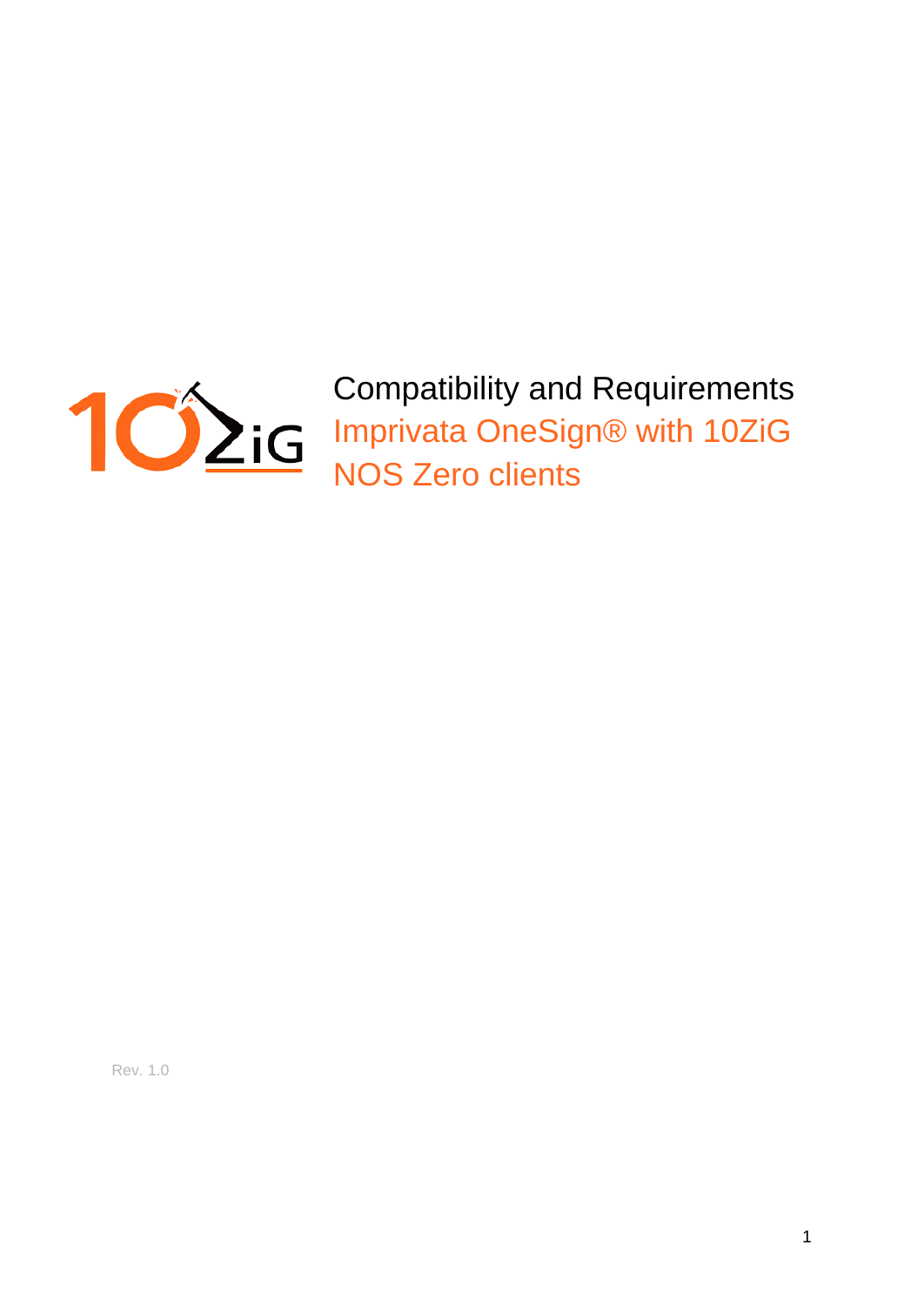# Compatibility and Requirements

## Imprivata OneSign® with 10ZiG NOS Zero clients

Rev. 1.0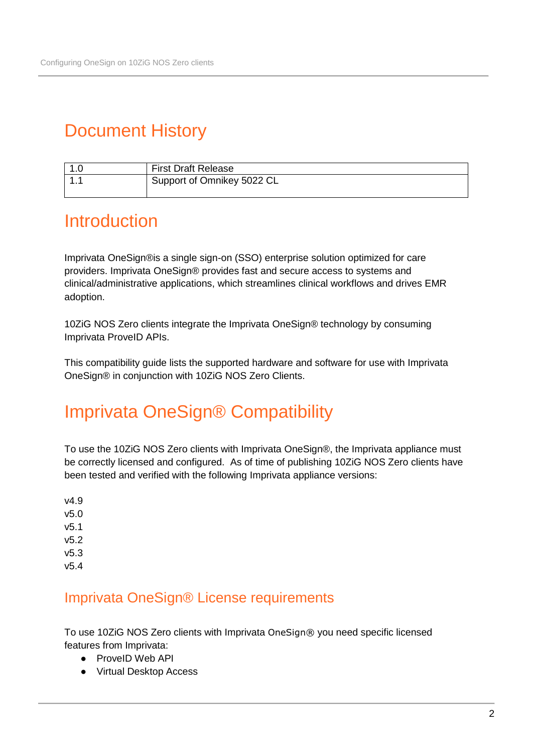# Document History

| 1.0 | First Draft Release |
|---|---|
| 1.1 | Support of Omnikey 5022 CL |

# Introduction

Imprivata OneSign®is a single sign-on (SSO) enterprise solution optimized for care providers. Imprivata OneSign® provides fast and secure access to systems and clinical/administrative applications, which streamlines clinical workflows and drives EMR adoption.

10ZiG NOS Zero clients integrate the Imprivata OneSign® technology by consuming Imprivata ProveID APIs.

This compatibility guide lists the supported hardware and software for use with Imprivata OneSign® in conjunction with 10ZiG NOS Zero Clients.

# Imprivata OneSign® Compatibility

To use the 10ZiG NOS Zero clients with Imprivata OneSign®, the Imprivata appliance must be correctly licensed and configured. As of time of publishing 10ZiG NOS Zero clients have been tested and verified with the following Imprivata appliance versions:

v4.9
v5.0
v5.1
v5.2
v5.3
v5.4

## Imprivata OneSign® License requirements

To use 10ZiG NOS Zero clients with Imprivata OneSign® you need specific licensed features from Imprivata:

- ProveID Web API
- Virtual Desktop Access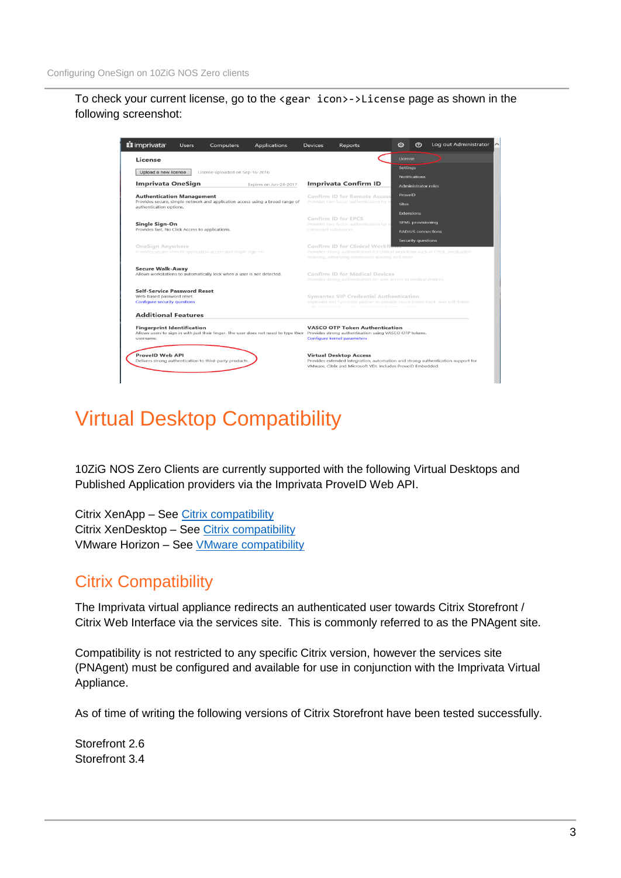To check your current license, go to the `<gear icon>->License` page as shown in the following screenshot:

# Virtual Desktop Compatibility

10ZiG NOS Zero Clients are currently supported with the following Virtual Desktops and Published Application providers via the Imprivata ProveID Web API.

Citrix XenApp – See Citrix compatibility
Citrix XenDesktop – See Citrix compatibility
VMware Horizon – See VMware compatibility

## Citrix Compatibility

The Imprivata virtual appliance redirects an authenticated user towards Citrix Storefront / Citrix Web Interface via the services site. This is commonly referred to as the PNAgent site.

Compatibility is not restricted to any specific Citrix version, however the services site (PNAgent) must be configured and available for use in conjunction with the Imprivata Virtual Appliance.

As of time of writing the following versions of Citrix Storefront have been tested successfully.

Storefront 2.6
Storefront 3.4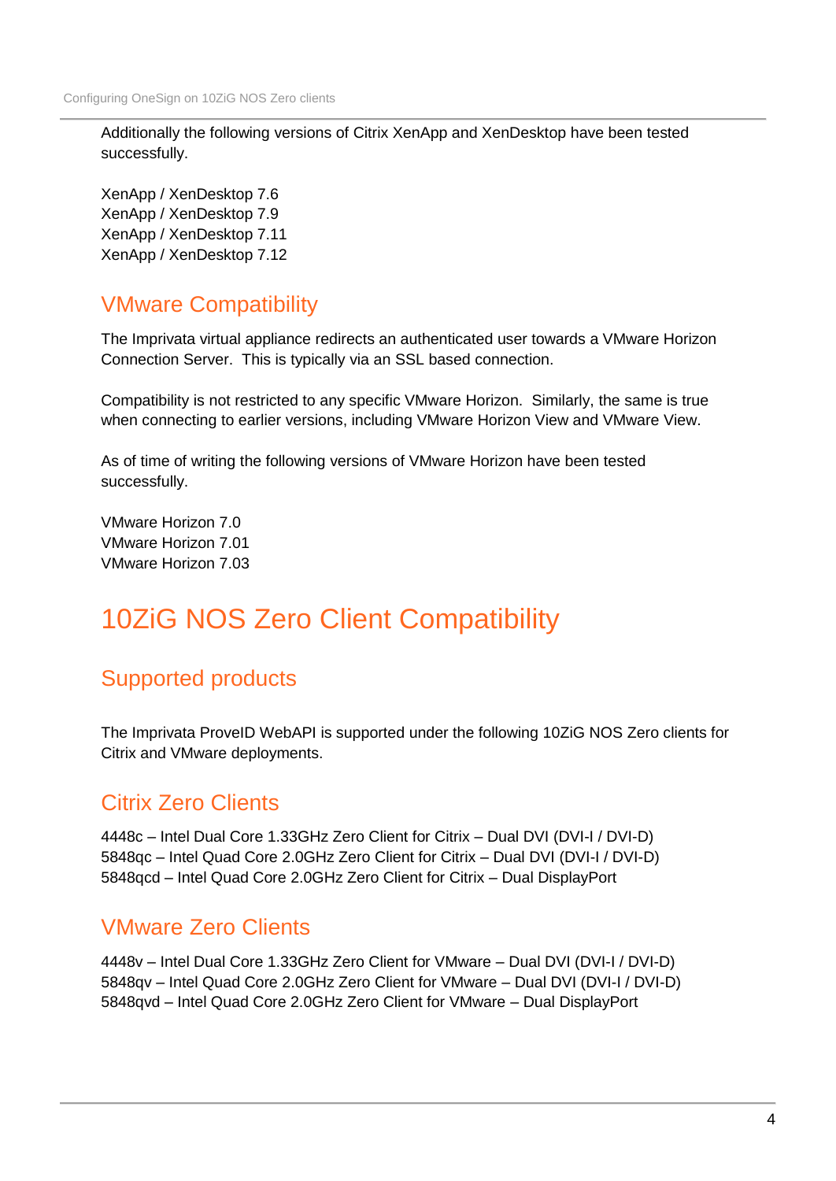Additionally the following versions of Citrix XenApp and XenDesktop have been tested successfully.

XenApp / XenDesktop 7.6
XenApp / XenDesktop 7.9
XenApp / XenDesktop 7.11
XenApp / XenDesktop 7.12

## VMware Compatibility

The Imprivata virtual appliance redirects an authenticated user towards a VMware Horizon Connection Server. This is typically via an SSL based connection.

Compatibility is not restricted to any specific VMware Horizon. Similarly, the same is true when connecting to earlier versions, including VMware Horizon View and VMware View.

As of time of writing the following versions of VMware Horizon have been tested successfully.

VMware Horizon 7.0
VMware Horizon 7.01
VMware Horizon 7.03

# 10ZiG NOS Zero Client Compatibility

## Supported products

The Imprivata ProveID WebAPI is supported under the following 10ZiG NOS Zero clients for Citrix and VMware deployments.

## Citrix Zero Clients

4448c – Intel Dual Core 1.33GHz Zero Client for Citrix – Dual DVI (DVI-I / DVI-D)
5848qc – Intel Quad Core 2.0GHz Zero Client for Citrix – Dual DVI (DVI-I / DVI-D)
5848qcd – Intel Quad Core 2.0GHz Zero Client for Citrix – Dual DisplayPort

## VMware Zero Clients

4448v – Intel Dual Core 1.33GHz Zero Client for VMware – Dual DVI (DVI-I / DVI-D)
5848qv – Intel Quad Core 2.0GHz Zero Client for VMware – Dual DVI (DVI-I / DVI-D)
5848qvd – Intel Quad Core 2.0GHz Zero Client for VMware – Dual DisplayPort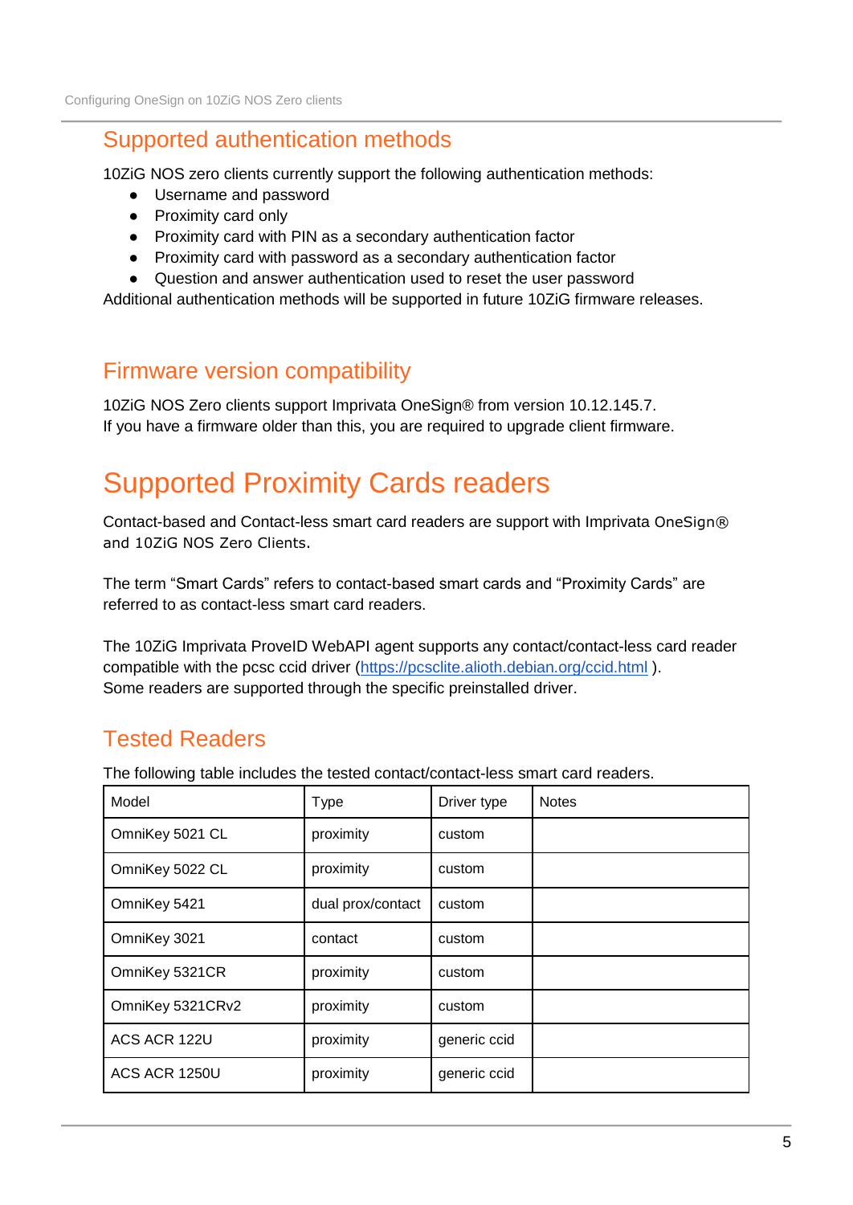## Supported authentication methods

10ZiG NOS zero clients currently support the following authentication methods:

- Username and password
- Proximity card only
- Proximity card with PIN as a secondary authentication factor
- Proximity card with password as a secondary authentication factor
- Question and answer authentication used to reset the user password

Additional authentication methods will be supported in future 10ZiG firmware releases.

## Firmware version compatibility

10ZiG NOS Zero clients support Imprivata OneSign® from version 10.12.145.7.
If you have a firmware older than this, you are required to upgrade client firmware.

# Supported Proximity Cards readers

Contact-based and Contact-less smart card readers are support with Imprivata OneSign® and 10ZiG NOS Zero Clients.

The term "Smart Cards" refers to contact-based smart cards and "Proximity Cards" are referred to as contact-less smart card readers.

The 10ZiG Imprivata ProveID WebAPI agent supports any contact/contact-less card reader compatible with the pcsc ccid driver (https://pcsclite.alioth.debian.org/ccid.html ).
Some readers are supported through the specific preinstalled driver.

## Tested Readers

The following table includes the tested contact/contact-less smart card readers.

| Model | Type | Driver type | Notes |
|---|---|---|---|
| OmniKey 5021 CL | proximity | custom | |
| OmniKey 5022 CL | proximity | custom | |
| OmniKey 5421 | dual prox/contact | custom | |
| OmniKey 3021 | contact | custom | |
| OmniKey 5321CR | proximity | custom | |
| OmniKey 5321CRv2 | proximity | custom | |
| ACS ACR 122U | proximity | generic ccid | |
| ACS ACR 1250U | proximity | generic ccid | |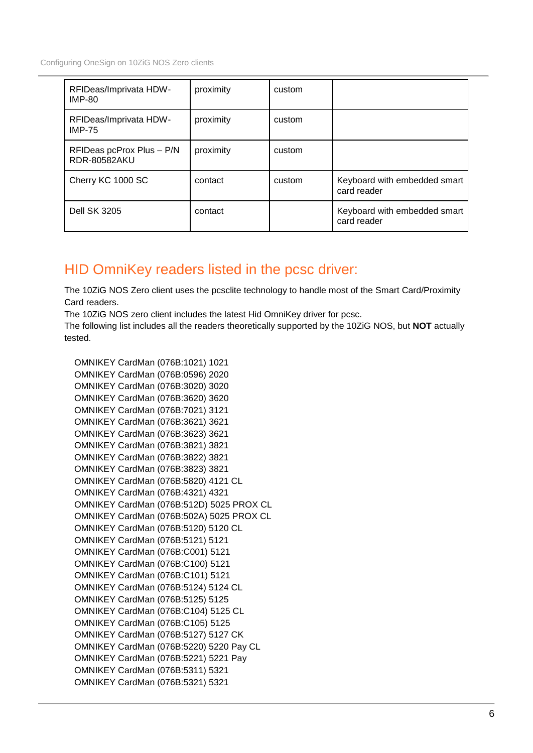| RFIDeas/Imprivata HDW-IMP-80 | proximity | custom | |
|---|---|---|---|
| RFIDeas/Imprivata HDW-IMP-75 | proximity | custom | |
| RFIDeas pcProx Plus – P/N RDR-80582AKU | proximity | custom | |
| Cherry KC 1000 SC | contact | custom | Keyboard with embedded smart card reader |
| Dell SK 3205 | contact | | Keyboard with embedded smart card reader |

## HID OmniKey readers listed in the pcsc driver:

The 10ZiG NOS Zero client uses the pcsclite technology to handle most of the Smart Card/Proximity Card readers.
The 10ZiG NOS zero client includes the latest Hid OmniKey driver for pcsc.
The following list includes all the readers theoretically supported by the 10ZiG NOS, but **NOT** actually tested.

OMNIKEY CardMan (076B:1021) 1021
OMNIKEY CardMan (076B:0596) 2020
OMNIKEY CardMan (076B:3020) 3020
OMNIKEY CardMan (076B:3620) 3620
OMNIKEY CardMan (076B:7021) 3121
OMNIKEY CardMan (076B:3621) 3621
OMNIKEY CardMan (076B:3623) 3621
OMNIKEY CardMan (076B:3821) 3821
OMNIKEY CardMan (076B:3822) 3821
OMNIKEY CardMan (076B:3823) 3821
OMNIKEY CardMan (076B:5820) 4121 CL
OMNIKEY CardMan (076B:4321) 4321
OMNIKEY CardMan (076B:512D) 5025 PROX CL
OMNIKEY CardMan (076B:502A) 5025 PROX CL
OMNIKEY CardMan (076B:5120) 5120 CL
OMNIKEY CardMan (076B:5121) 5121
OMNIKEY CardMan (076B:C001) 5121
OMNIKEY CardMan (076B:C100) 5121
OMNIKEY CardMan (076B:C101) 5121
OMNIKEY CardMan (076B:5124) 5124 CL
OMNIKEY CardMan (076B:5125) 5125
OMNIKEY CardMan (076B:C104) 5125 CL
OMNIKEY CardMan (076B:C105) 5125
OMNIKEY CardMan (076B:5127) 5127 CK
OMNIKEY CardMan (076B:5220) 5220 Pay CL
OMNIKEY CardMan (076B:5221) 5221 Pay
OMNIKEY CardMan (076B:5311) 5321
OMNIKEY CardMan (076B:5321) 5321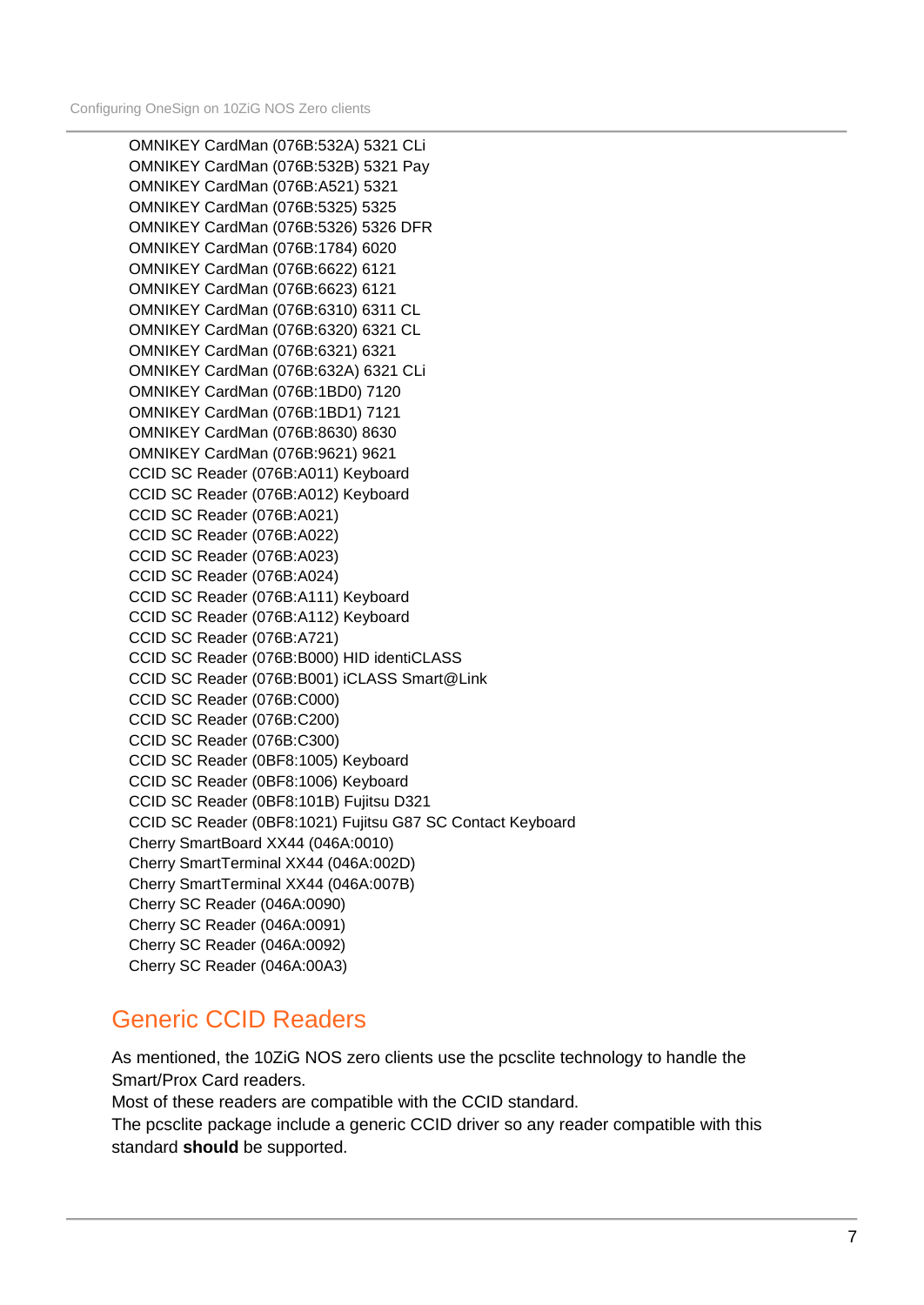OMNIKEY CardMan (076B:532A) 5321 CLi  
OMNIKEY CardMan (076B:532B) 5321 Pay  
OMNIKEY CardMan (076B:A521) 5321  
OMNIKEY CardMan (076B:5325) 5325  
OMNIKEY CardMan (076B:5326) 5326 DFR  
OMNIKEY CardMan (076B:1784) 6020  
OMNIKEY CardMan (076B:6622) 6121  
OMNIKEY CardMan (076B:6623) 6121  
OMNIKEY CardMan (076B:6310) 6311 CL  
OMNIKEY CardMan (076B:6320) 6321 CL  
OMNIKEY CardMan (076B:6321) 6321  
OMNIKEY CardMan (076B:632A) 6321 CLi  
OMNIKEY CardMan (076B:1BD0) 7120  
OMNIKEY CardMan (076B:1BD1) 7121  
OMNIKEY CardMan (076B:8630) 8630  
OMNIKEY CardMan (076B:9621) 9621  
CCID SC Reader (076B:A011) Keyboard  
CCID SC Reader (076B:A012) Keyboard  
CCID SC Reader (076B:A021)  
CCID SC Reader (076B:A022)  
CCID SC Reader (076B:A023)  
CCID SC Reader (076B:A024)  
CCID SC Reader (076B:A111) Keyboard  
CCID SC Reader (076B:A112) Keyboard  
CCID SC Reader (076B:A721)  
CCID SC Reader (076B:B000) HID identiCLASS  
CCID SC Reader (076B:B001) iCLASS Smart@Link  
CCID SC Reader (076B:C000)  
CCID SC Reader (076B:C200)  
CCID SC Reader (076B:C300)  
CCID SC Reader (0BF8:1005) Keyboard  
CCID SC Reader (0BF8:1006) Keyboard  
CCID SC Reader (0BF8:101B) Fujitsu D321  
CCID SC Reader (0BF8:1021) Fujitsu G87 SC Contact Keyboard  
Cherry SmartBoard XX44 (046A:0010)  
Cherry SmartTerminal XX44 (046A:002D)  
Cherry SmartTerminal XX44 (046A:007B)  
Cherry SC Reader (046A:0090)  
Cherry SC Reader (046A:0091)  
Cherry SC Reader (046A:0092)  
Cherry SC Reader (046A:00A3)

## Generic CCID Readers

As mentioned, the 10ZiG NOS zero clients use the pcsclite technology to handle the Smart/Prox Card readers.  
Most of these readers are compatible with the CCID standard.  
The pcsclite package include a generic CCID driver so any reader compatible with this standard **should** be supported.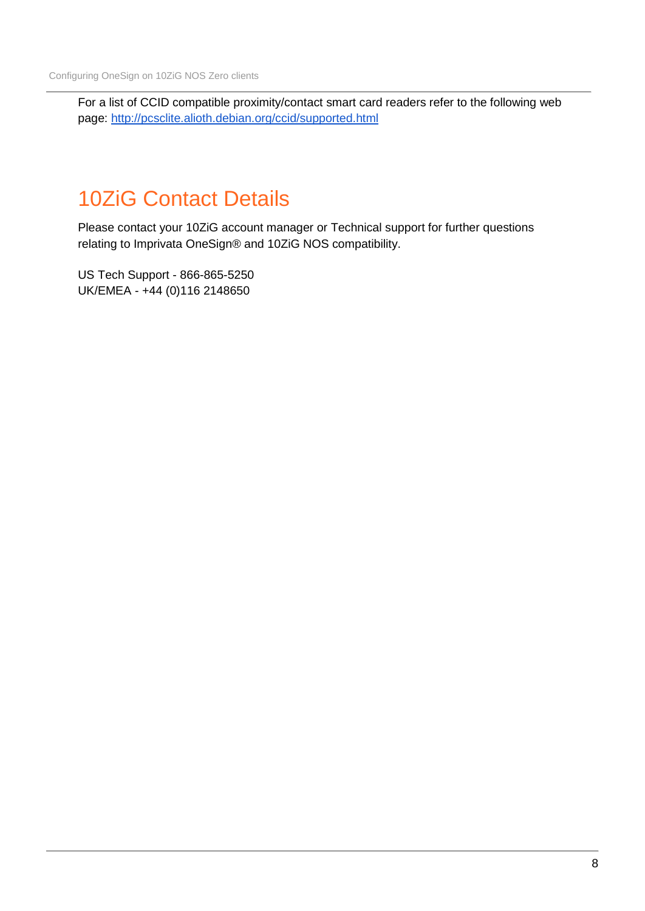For a list of CCID compatible proximity/contact smart card readers refer to the following web page: [http://pcsclite.alioth.debian.org/ccid/supported.html](http://pcsclite.alioth.debian.org/ccid/supported.html)

# 10ZiG Contact Details

Please contact your 10ZiG account manager or Technical support for further questions relating to Imprivata OneSign® and 10ZiG NOS compatibility.

US Tech Support - 866-865-5250
UK/EMEA - +44 (0)116 2148650